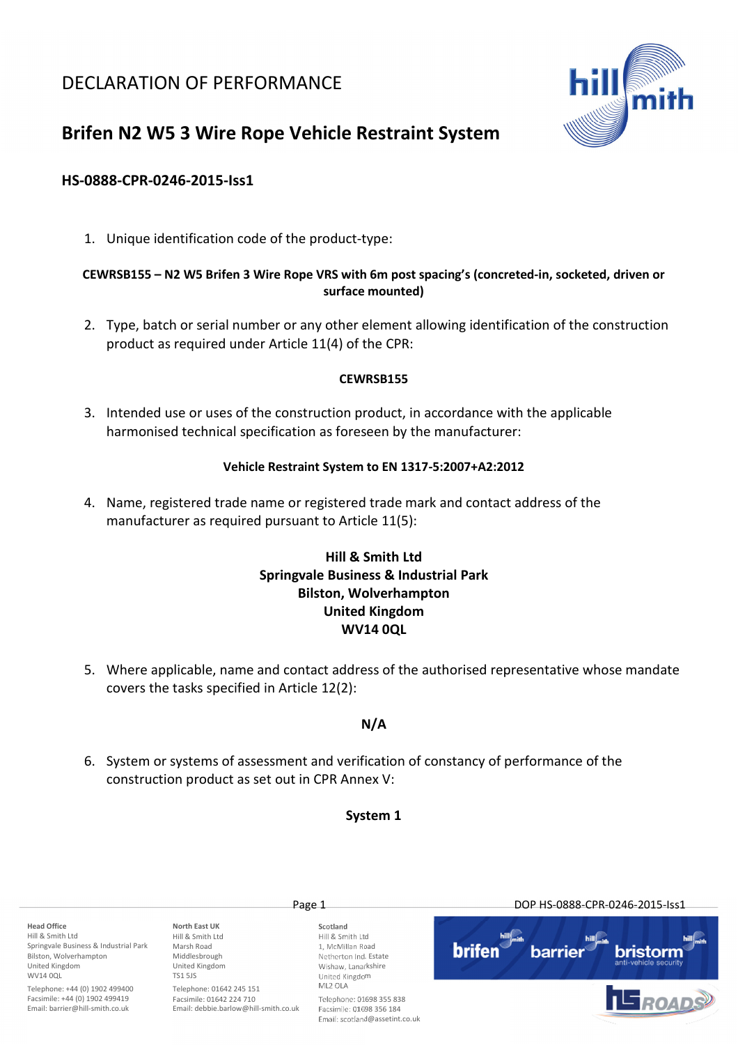# DECLARATION OF PERFORMANCE

## Brifen N2 W5 3 Wire Rope Vehicle Restraint System

### HS-0888-CPR-0246-2015-Iss1

1. Unique identification code of the product-type:

**CEWRSB155 – N2 W5 Brifen 3 Wire Rope VRS with 6m post spacing's (concreted-in, socketed, driven or surface mounted)**

2. Type, batch or serial number or any other element allowing identification of the construction product as required under Article 11(4) of the CPR:

**CEWRSB155**

3. Intended use or uses of the construction product, in accordance with the applicable harmonised technical specification as foreseen by the manufacturer:

**Vehicle Restraint System to EN 1317-5:2007+A2:2012**

4. Name, registered trade name or registered trade mark and contact address of the manufacturer as required pursuant to Article 11(5):

**Hill & Smith Ltd**
**Springvale Business & Industrial Park**
**Bilston, Wolverhampton**
**United Kingdom**
**WV14 0QL**

5. Where applicable, name and contact address of the authorised representative whose mandate covers the tasks specified in Article 12(2):

**N/A**

6. System or systems of assessment and verification of constancy of performance of the construction product as set out in CPR Annex V:

**System 1**

**Head Office**
Hill & Smith Ltd
Springvale Business & Industrial Park
Bilston, Wolverhampton
United Kingdom
WV14 0QL
Telephone: +44 (0) 1902 499400
Facsimile: +44 (0) 1902 499419
Email: barrier@hill-smith.co.uk

**North East UK**
Hill & Smith Ltd
Marsh Road
Middlesbrough
United Kingdom
TS1 5JS
Telephone: 01642 245 151
Facsimile: 01642 224 710
Email: debbie.barlow@hill-smith.co.uk

**Scotland**
Hill & Smith Ltd
1, McMillan Road
Netherton Ind. Estate
Wishaw, Lanarkshire
United Kingdom
ML2 0LA
Telephone: 01698 355 838
Facsimile: 01698 356 184
Email: scotland@assetint.co.uk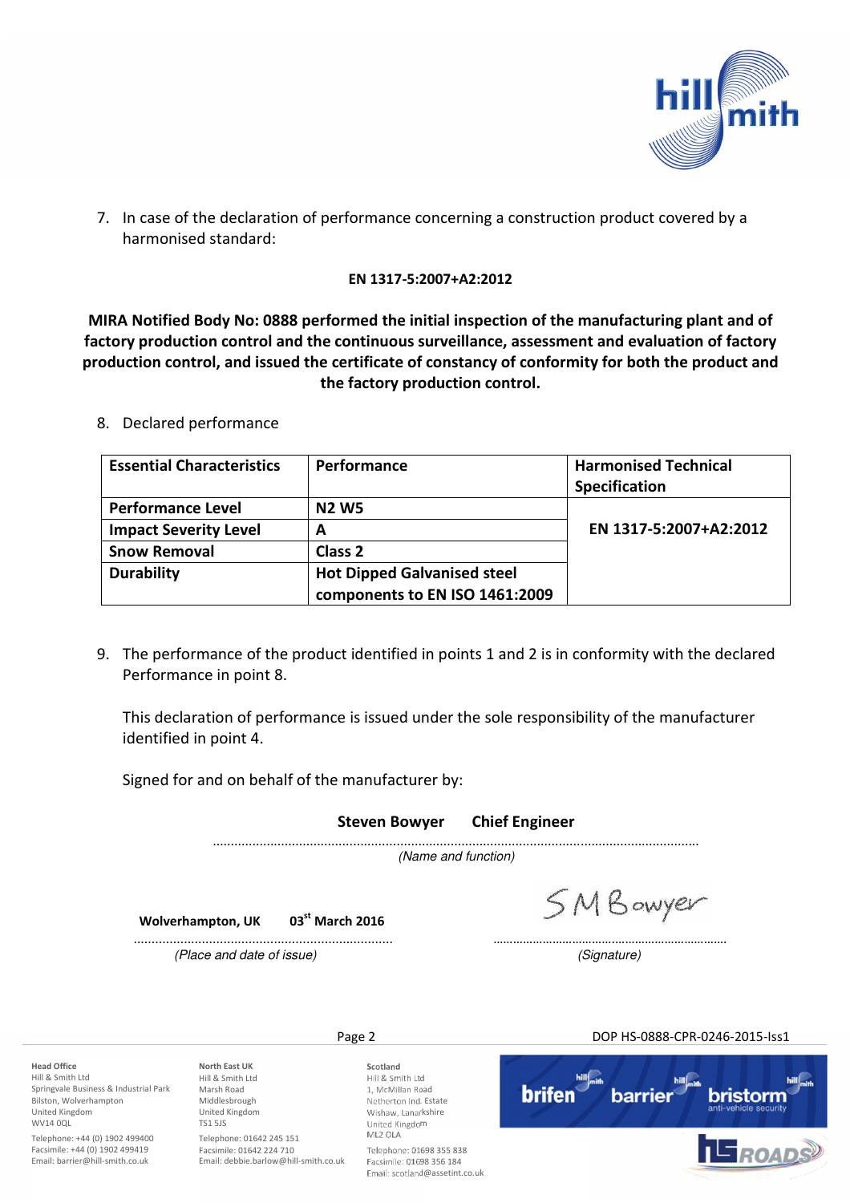7. In case of the declaration of performance concerning a construction product covered by a harmonised standard:

**EN 1317-5:2007+A2:2012**

**MIRA Notified Body No: 0888 performed the initial inspection of the manufacturing plant and of factory production control and the continuous surveillance, assessment and evaluation of factory production control, and issued the certificate of constancy of conformity for both the product and the factory production control.**

8. Declared performance

| Essential Characteristics | Performance | Harmonised Technical Specification |
|---|---|---|
| Performance Level | N2 W5 | EN 1317-5:2007+A2:2012 |
| Impact Severity Level | A | |
| Snow Removal | Class 2 | |
| Durability | Hot Dipped Galvanised steel components to EN ISO 1461:2009 | |

9. The performance of the product identified in points 1 and 2 is in conformity with the declared Performance in point 8.

   This declaration of performance is issued under the sole responsibility of the manufacturer identified in point 4.

   Signed for and on behalf of the manufacturer by:

**Steven Bowyer Chief Engineer**

*(Name and function)*

**Wolverhampton, UK 03st March 2016**

*(Place and date of issue)*

S M Bowyer

*(Signature)*

DOP HS-0888-CPR-0246-2015-Iss1

**Head Office**
Hill & Smith Ltd
Springvale Business & Industrial Park
Bilston, Wolverhampton
United Kingdom
WV14 0QL
Telephone: +44 (0) 1902 499400
Facsimile: +44 (0) 1902 499419
Email: barrier@hill-smith.co.uk

**North East UK**
Hill & Smith Ltd
Marsh Road
Middlesbrough
United Kingdom
TS1 5JS
Telephone: 01642 245 151
Facsimile: 01642 224 710
Email: debbie.barlow@hill-smith.co.uk

**Scotland**
Hill & Smith Ltd
1, McMillan Road
Netherton Ind. Estate
Wishaw, Lanarkshire
United Kingdom
ML2 0LA
Telephone: 01698 355 838
Facsimile: 01698 356 184
Email: scotland@assetint.co.uk